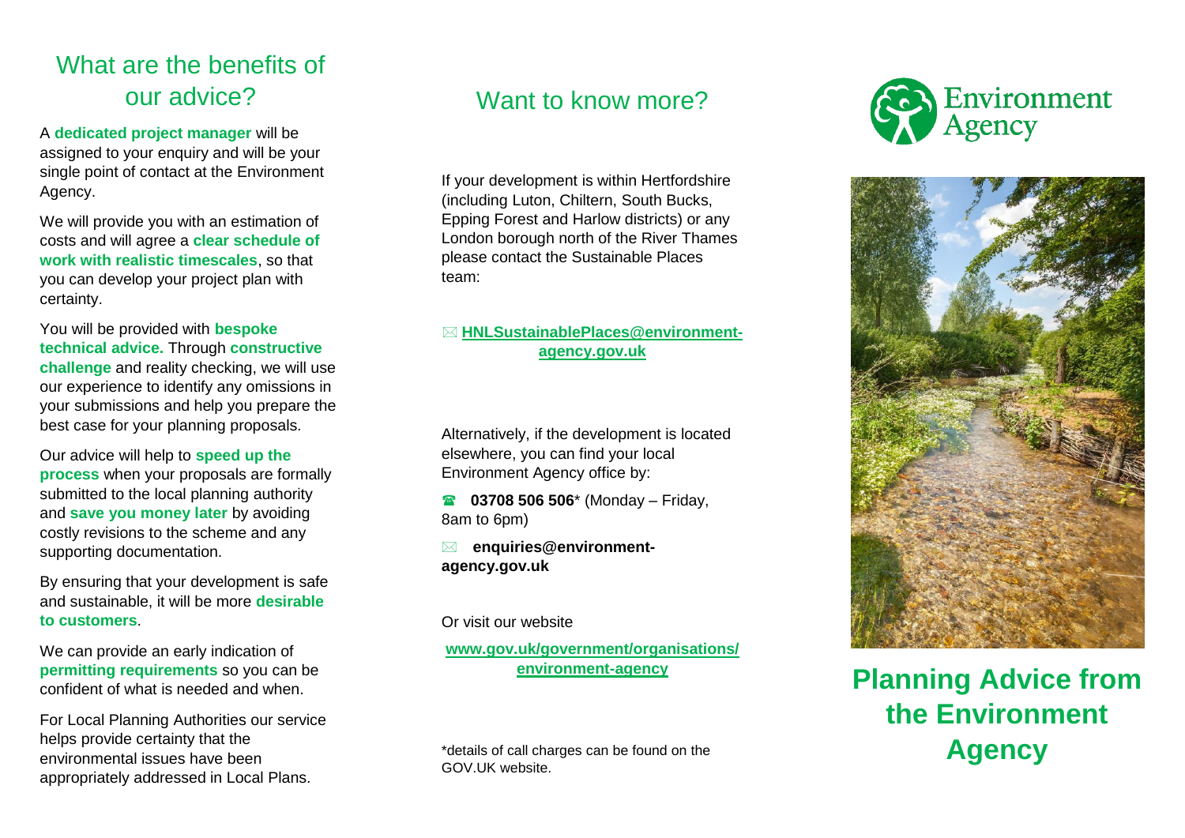## What are the benefits of our advice?

A **dedicated project manager** will be assigned to your enquiry and will be your single point of contact at the Environment Agency.

We will provide you with an estimation of costs and will agree a **clear schedule of work with realistic timescales**, so that you can develop your project plan with certainty.

You will be provided with **bespoke technical advice.** Through **constructive challenge** and reality checking, we will use our experience to identify any omissions in your submissions and help you prepare the best case for your planning proposals.

Our advice will help to **speed up the process** when your proposals are formally submitted to the local planning authority and **save you money later** by avoiding costly revisions to the scheme and any supporting documentation.

By ensuring that your development is safe and sustainable, it will be more **desirable to customers**.

We can provide an early indication of **permitting requirements** so you can be confident of what is needed and when.

For Local Planning Authorities our service helps provide certainty that the environmental issues have been appropriately addressed in Local Plans.

## Want to know more?

If your development is within Hertfordshire (including Luton, Chiltern, South Bucks, Epping Forest and Harlow districts) or any London borough north of the River Thames please contact the Sustainable Places team:

✉ **HNLSustainablePlaces@environment-agency.gov.uk**

Alternatively, if the development is located elsewhere, you can find your local Environment Agency office by:

☎ **03708 506 506*** (Monday – Friday, 8am to 6pm)

✉ **enquiries@environment-agency.gov.uk**

Or visit our website

**www.gov.uk/government/organisations/environment-agency**

*details of call charges can be found on the GOV.UK website.

Environment Agency

# Planning Advice from the Environment Agency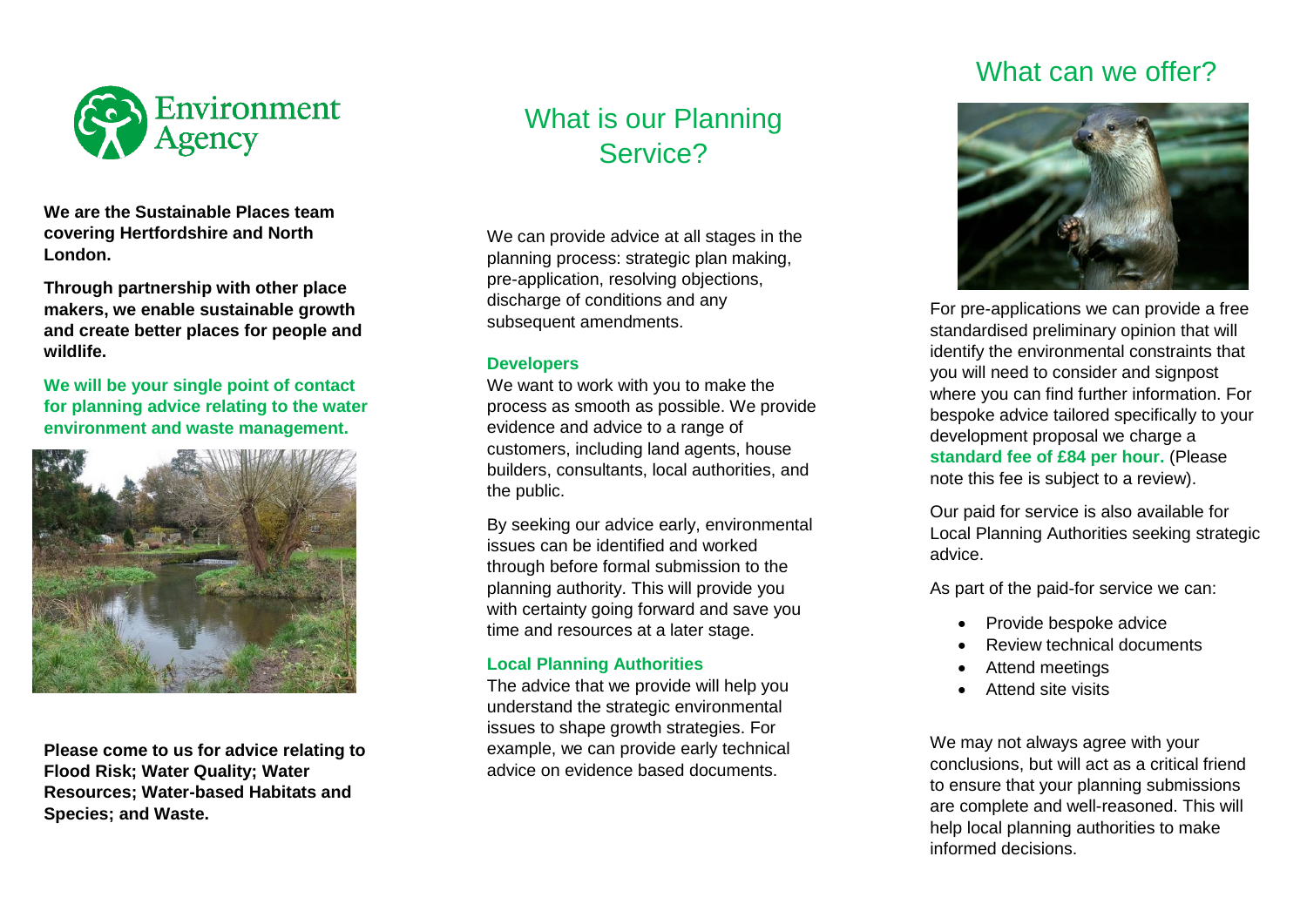Environment Agency

**We are the Sustainable Places team covering Hertfordshire and North London.**

**Through partnership with other place makers, we enable sustainable growth and create better places for people and wildlife.**

**We will be your single point of contact for planning advice relating to the water environment and waste management.**

**Please come to us for advice relating to Flood Risk; Water Quality; Water Resources; Water-based Habitats and Species; and Waste.**

## What is our Planning Service?

We can provide advice at all stages in the planning process: strategic plan making, pre-application, resolving objections, discharge of conditions and any subsequent amendments.

### Developers

We want to work with you to make the process as smooth as possible. We provide evidence and advice to a range of customers, including land agents, house builders, consultants, local authorities, and the public.

By seeking our advice early, environmental issues can be identified and worked through before formal submission to the planning authority. This will provide you with certainty going forward and save you time and resources at a later stage.

### Local Planning Authorities

The advice that we provide will help you understand the strategic environmental issues to shape growth strategies. For example, we can provide early technical advice on evidence based documents.

## What can we offer?

For pre-applications we can provide a free standardised preliminary opinion that will identify the environmental constraints that you will need to consider and signpost where you can find further information. For bespoke advice tailored specifically to your development proposal we charge a **standard fee of £84 per hour.** (Please note this fee is subject to a review).

Our paid for service is also available for Local Planning Authorities seeking strategic advice.

As part of the paid-for service we can:

- Provide bespoke advice
- Review technical documents
- Attend meetings
- Attend site visits

We may not always agree with your conclusions, but will act as a critical friend to ensure that your planning submissions are complete and well-reasoned. This will help local planning authorities to make informed decisions.